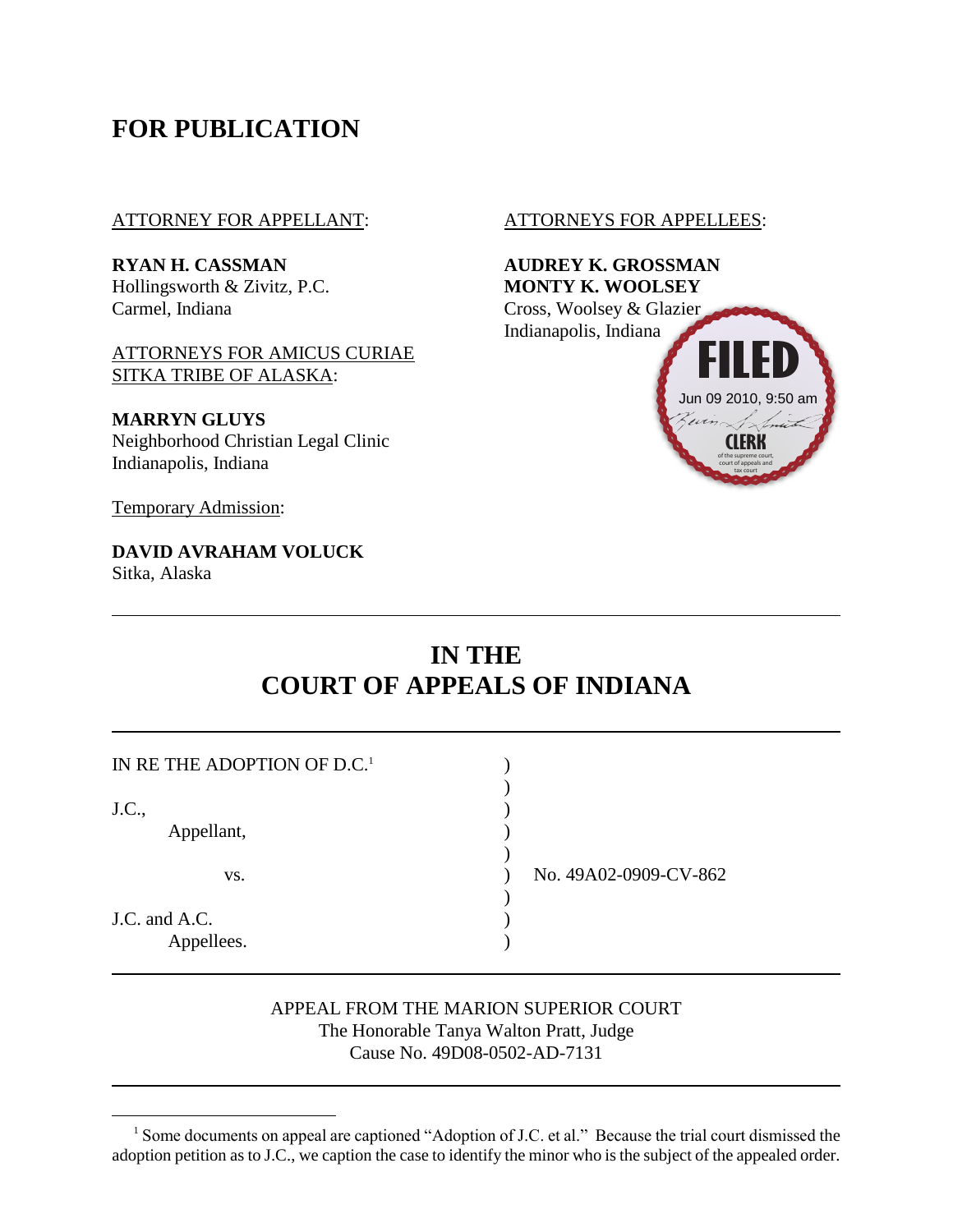# FOR PUBLICATION

ATTORNEY FOR APPELLANT:

**RYAN H. CASSMAN**
Hollingsworth & Zivitz, P.C.
Carmel, Indiana

ATTORNEYS FOR AMICUS CURIAE SITKA TRIBE OF ALASKA:

**MARRYN GLUYS**
Neighborhood Christian Legal Clinic
Indianapolis, Indiana

Temporary Admission:

**DAVID AVRAHAM VOLUCK**
Sitka, Alaska

ATTORNEYS FOR APPELLEES:

**AUDREY K. GROSSMAN**
**MONTY K. WOOLSEY**
Cross, Woolsey & Glazier
Indianapolis, Indiana

FILED
Jun 09 2010, 9:50 am
CLERK
of the supreme court, court of appeals and tax court

---

# IN THE COURT OF APPEALS OF INDIANA

---

| | |
|---|---|
| IN RE THE ADOPTION OF D.C.[1] | |
| J.C., Appellant, | |
| vs. | No. 49A02-0909-CV-862 |
| J.C. and A.C. Appellees. | |

---

APPEAL FROM THE MARION SUPERIOR COURT
The Honorable Tanya Walton Pratt, Judge
Cause No. 49D08-0502-AD-7131

---

[1] Some documents on appeal are captioned "Adoption of J.C. et al." Because the trial court dismissed the adoption petition as to J.C., we caption the case to identify the minor who is the subject of the appealed order.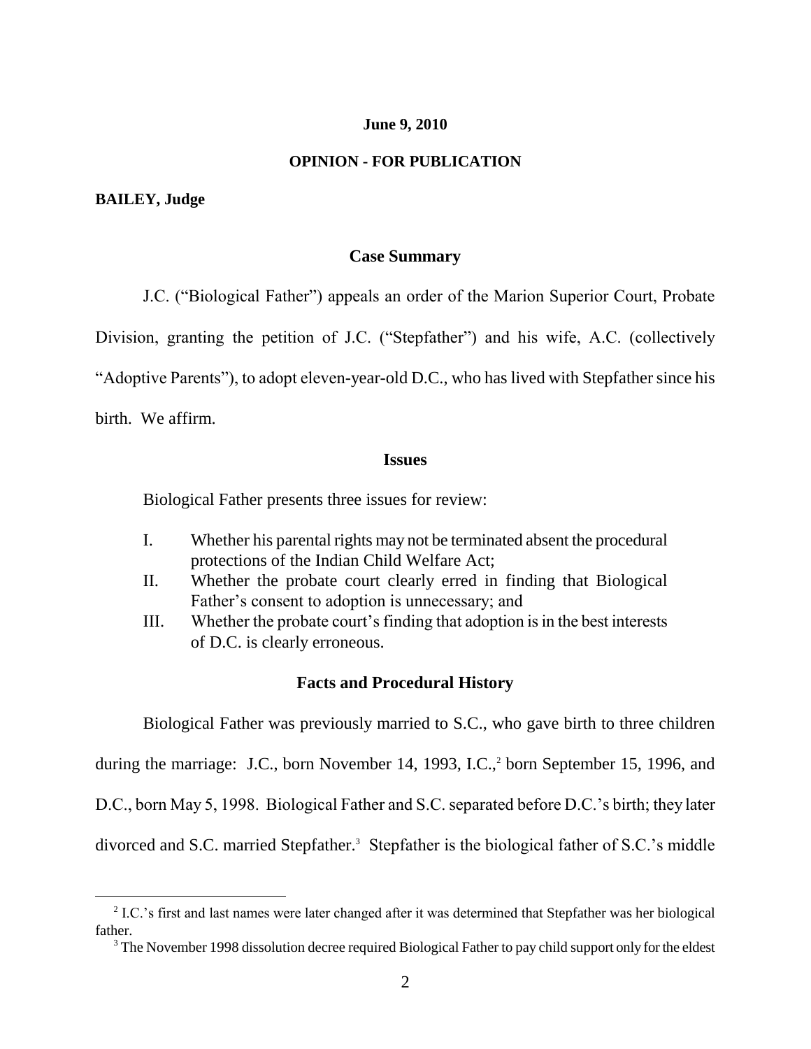**June 9, 2010**

**OPINION - FOR PUBLICATION**

**BAILEY, Judge**

## Case Summary

J.C. ("Biological Father") appeals an order of the Marion Superior Court, Probate Division, granting the petition of J.C. ("Stepfather") and his wife, A.C. (collectively "Adoptive Parents"), to adopt eleven-year-old D.C., who has lived with Stepfather since his birth. We affirm.

## Issues

Biological Father presents three issues for review:

I. Whether his parental rights may not be terminated absent the procedural protections of the Indian Child Welfare Act;

II. Whether the probate court clearly erred in finding that Biological Father's consent to adoption is unnecessary; and

III. Whether the probate court's finding that adoption is in the best interests of D.C. is clearly erroneous.

## Facts and Procedural History

Biological Father was previously married to S.C., who gave birth to three children during the marriage: J.C., born November 14, 1993, I.C.,[2] born September 15, 1996, and D.C., born May 5, 1998. Biological Father and S.C. separated before D.C.'s birth; they later divorced and S.C. married Stepfather.[3] Stepfather is the biological father of S.C.'s middle

[2] I.C.'s first and last names were later changed after it was determined that Stepfather was her biological father.

[3] The November 1998 dissolution decree required Biological Father to pay child support only for the eldest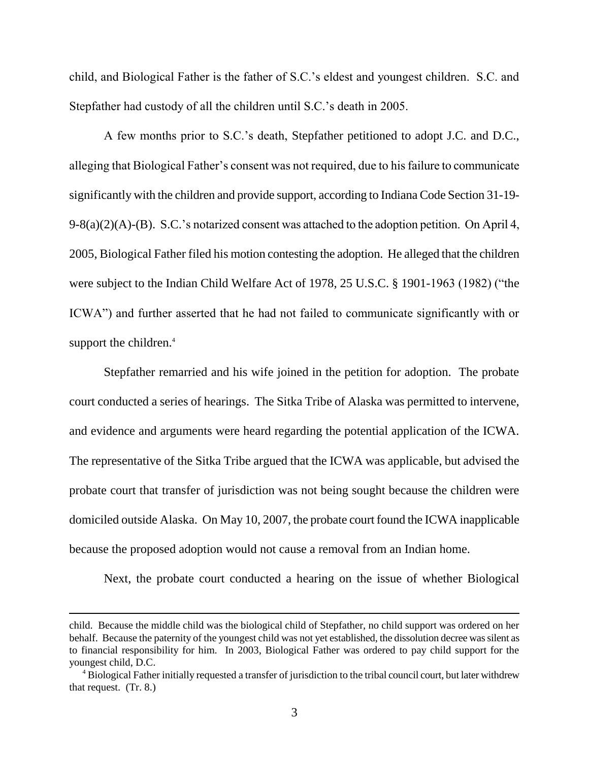child, and Biological Father is the father of S.C.'s eldest and youngest children. S.C. and Stepfather had custody of all the children until S.C.'s death in 2005.

A few months prior to S.C.'s death, Stepfather petitioned to adopt J.C. and D.C., alleging that Biological Father's consent was not required, due to his failure to communicate significantly with the children and provide support, according to Indiana Code Section 31-19-9-8(a)(2)(A)-(B). S.C.'s notarized consent was attached to the adoption petition. On April 4, 2005, Biological Father filed his motion contesting the adoption. He alleged that the children were subject to the Indian Child Welfare Act of 1978, 25 U.S.C. § 1901-1963 (1982) ("the ICWA") and further asserted that he had not failed to communicate significantly with or support the children.[4]

Stepfather remarried and his wife joined in the petition for adoption. The probate court conducted a series of hearings. The Sitka Tribe of Alaska was permitted to intervene, and evidence and arguments were heard regarding the potential application of the ICWA. The representative of the Sitka Tribe argued that the ICWA was applicable, but advised the probate court that transfer of jurisdiction was not being sought because the children were domiciled outside Alaska. On May 10, 2007, the probate court found the ICWA inapplicable because the proposed adoption would not cause a removal from an Indian home.

Next, the probate court conducted a hearing on the issue of whether Biological

---

child. Because the middle child was the biological child of Stepfather, no child support was ordered on her behalf. Because the paternity of the youngest child was not yet established, the dissolution decree was silent as to financial responsibility for him. In 2003, Biological Father was ordered to pay child support for the youngest child, D.C.

[4] Biological Father initially requested a transfer of jurisdiction to the tribal council court, but later withdrew that request. (Tr. 8.)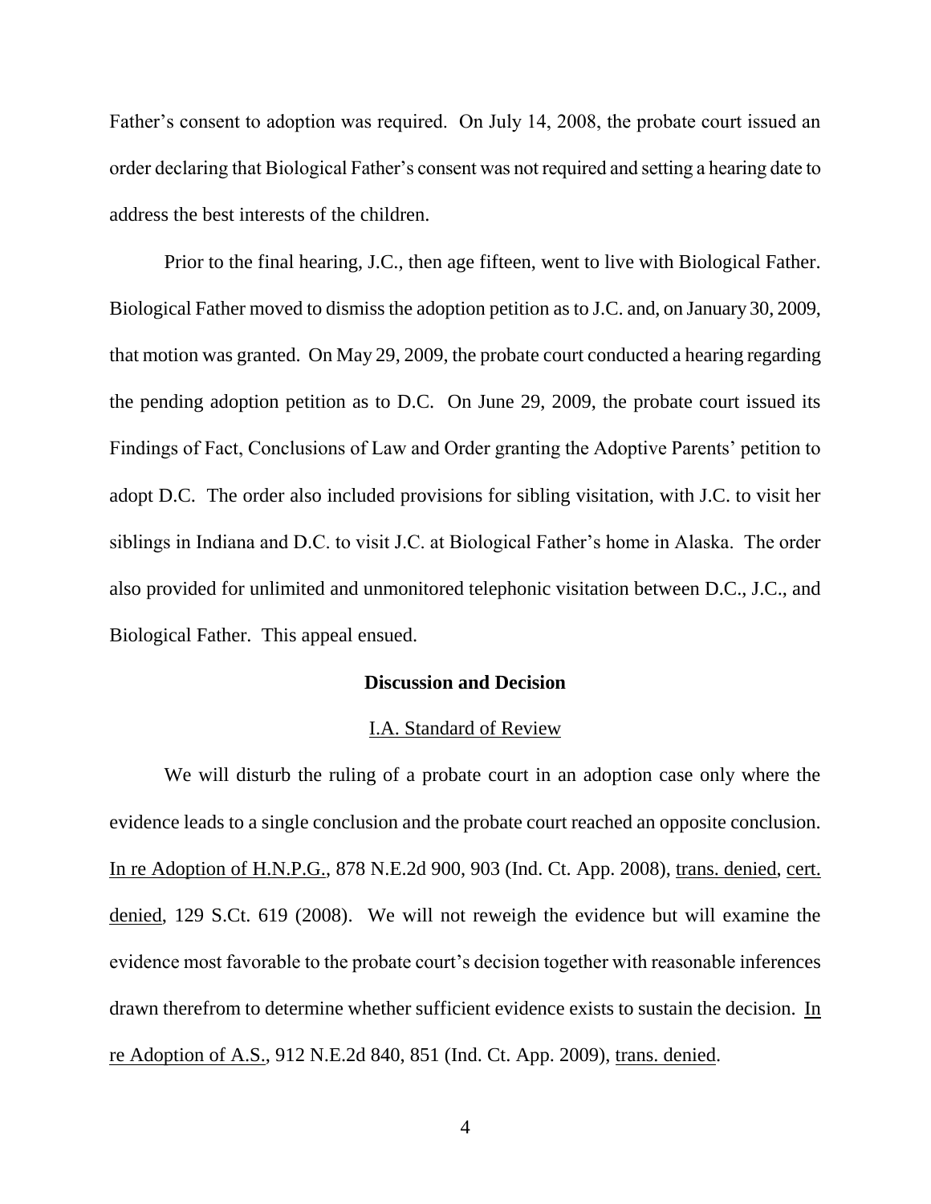Father's consent to adoption was required. On July 14, 2008, the probate court issued an order declaring that Biological Father's consent was not required and setting a hearing date to address the best interests of the children.

Prior to the final hearing, J.C., then age fifteen, went to live with Biological Father. Biological Father moved to dismiss the adoption petition as to J.C. and, on January 30, 2009, that motion was granted. On May 29, 2009, the probate court conducted a hearing regarding the pending adoption petition as to D.C. On June 29, 2009, the probate court issued its Findings of Fact, Conclusions of Law and Order granting the Adoptive Parents' petition to adopt D.C. The order also included provisions for sibling visitation, with J.C. to visit her siblings in Indiana and D.C. to visit J.C. at Biological Father's home in Alaska. The order also provided for unlimited and unmonitored telephonic visitation between D.C., J.C., and Biological Father. This appeal ensued.

**Discussion and Decision**

I.A. Standard of Review

We will disturb the ruling of a probate court in an adoption case only where the evidence leads to a single conclusion and the probate court reached an opposite conclusion. In re Adoption of H.N.P.G., 878 N.E.2d 900, 903 (Ind. Ct. App. 2008), trans. denied, cert. denied, 129 S.Ct. 619 (2008). We will not reweigh the evidence but will examine the evidence most favorable to the probate court's decision together with reasonable inferences drawn therefrom to determine whether sufficient evidence exists to sustain the decision. In re Adoption of A.S., 912 N.E.2d 840, 851 (Ind. Ct. App. 2009), trans. denied.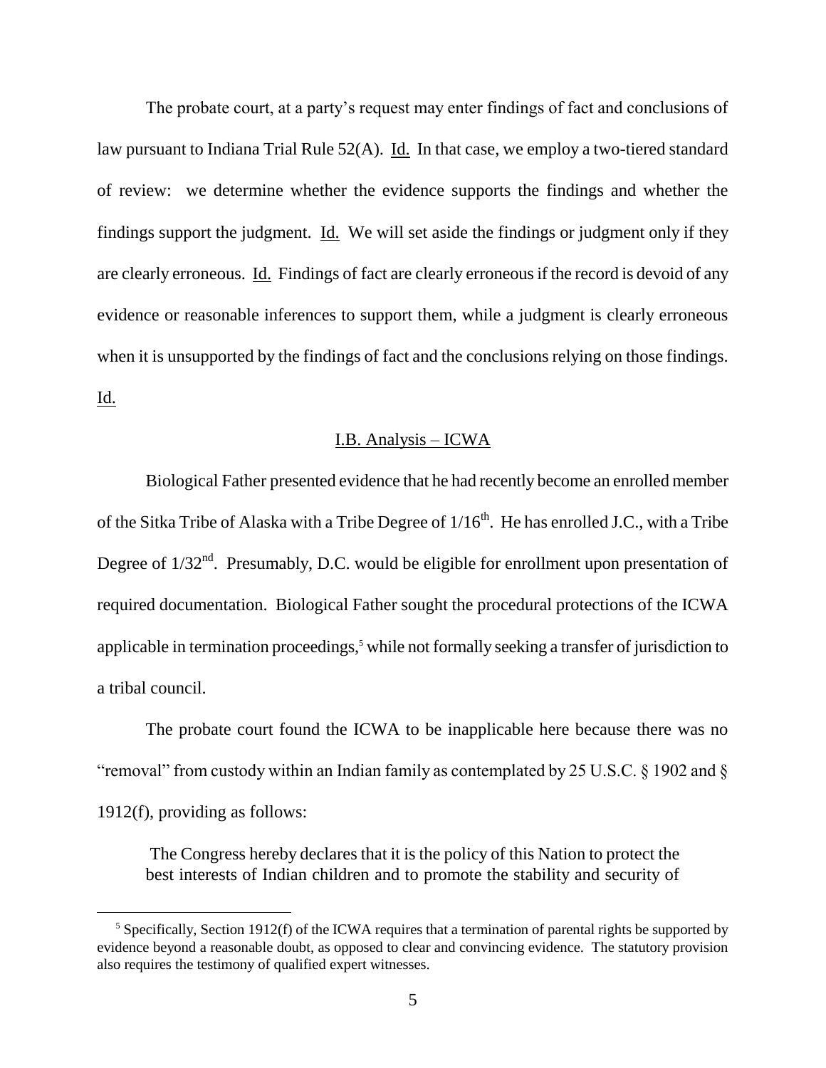The probate court, at a party's request may enter findings of fact and conclusions of law pursuant to Indiana Trial Rule 52(A). Id. In that case, we employ a two-tiered standard of review: we determine whether the evidence supports the findings and whether the findings support the judgment. Id. We will set aside the findings or judgment only if they are clearly erroneous. Id. Findings of fact are clearly erroneous if the record is devoid of any evidence or reasonable inferences to support them, while a judgment is clearly erroneous when it is unsupported by the findings of fact and the conclusions relying on those findings. Id.

## I.B. Analysis – ICWA

Biological Father presented evidence that he had recently become an enrolled member of the Sitka Tribe of Alaska with a Tribe Degree of 1/16th. He has enrolled J.C., with a Tribe Degree of 1/32nd. Presumably, D.C. would be eligible for enrollment upon presentation of required documentation. Biological Father sought the procedural protections of the ICWA applicable in termination proceedings,[5] while not formally seeking a transfer of jurisdiction to a tribal council.

The probate court found the ICWA to be inapplicable here because there was no "removal" from custody within an Indian family as contemplated by 25 U.S.C. § 1902 and § 1912(f), providing as follows:

> The Congress hereby declares that it is the policy of this Nation to protect the best interests of Indian children and to promote the stability and security of

---

[5] Specifically, Section 1912(f) of the ICWA requires that a termination of parental rights be supported by evidence beyond a reasonable doubt, as opposed to clear and convincing evidence. The statutory provision also requires the testimony of qualified expert witnesses.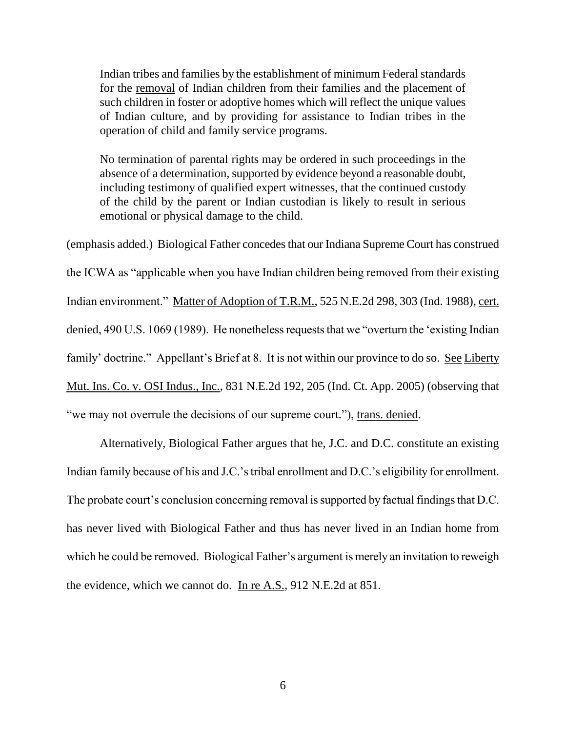> Indian tribes and families by the establishment of minimum Federal standards for the removal of Indian children from their families and the placement of such children in foster or adoptive homes which will reflect the unique values of Indian culture, and by providing for assistance to Indian tribes in the operation of child and family service programs.
>
> No termination of parental rights may be ordered in such proceedings in the absence of a determination, supported by evidence beyond a reasonable doubt, including testimony of qualified expert witnesses, that the continued custody of the child by the parent or Indian custodian is likely to result in serious emotional or physical damage to the child.

(emphasis added.) Biological Father concedes that our Indiana Supreme Court has construed the ICWA as "applicable when you have Indian children being removed from their existing Indian environment." Matter of Adoption of T.R.M., 525 N.E.2d 298, 303 (Ind. 1988), cert. denied, 490 U.S. 1069 (1989). He nonetheless requests that we "overturn the 'existing Indian family' doctrine." Appellant's Brief at 8. It is not within our province to do so. See Liberty Mut. Ins. Co. v. OSI Indus., Inc., 831 N.E.2d 192, 205 (Ind. Ct. App. 2005) (observing that "we may not overrule the decisions of our supreme court."), trans. denied.

Alternatively, Biological Father argues that he, J.C. and D.C. constitute an existing Indian family because of his and J.C.'s tribal enrollment and D.C.'s eligibility for enrollment. The probate court's conclusion concerning removal is supported by factual findings that D.C. has never lived with Biological Father and thus has never lived in an Indian home from which he could be removed. Biological Father's argument is merely an invitation to reweigh the evidence, which we cannot do. In re A.S., 912 N.E.2d at 851.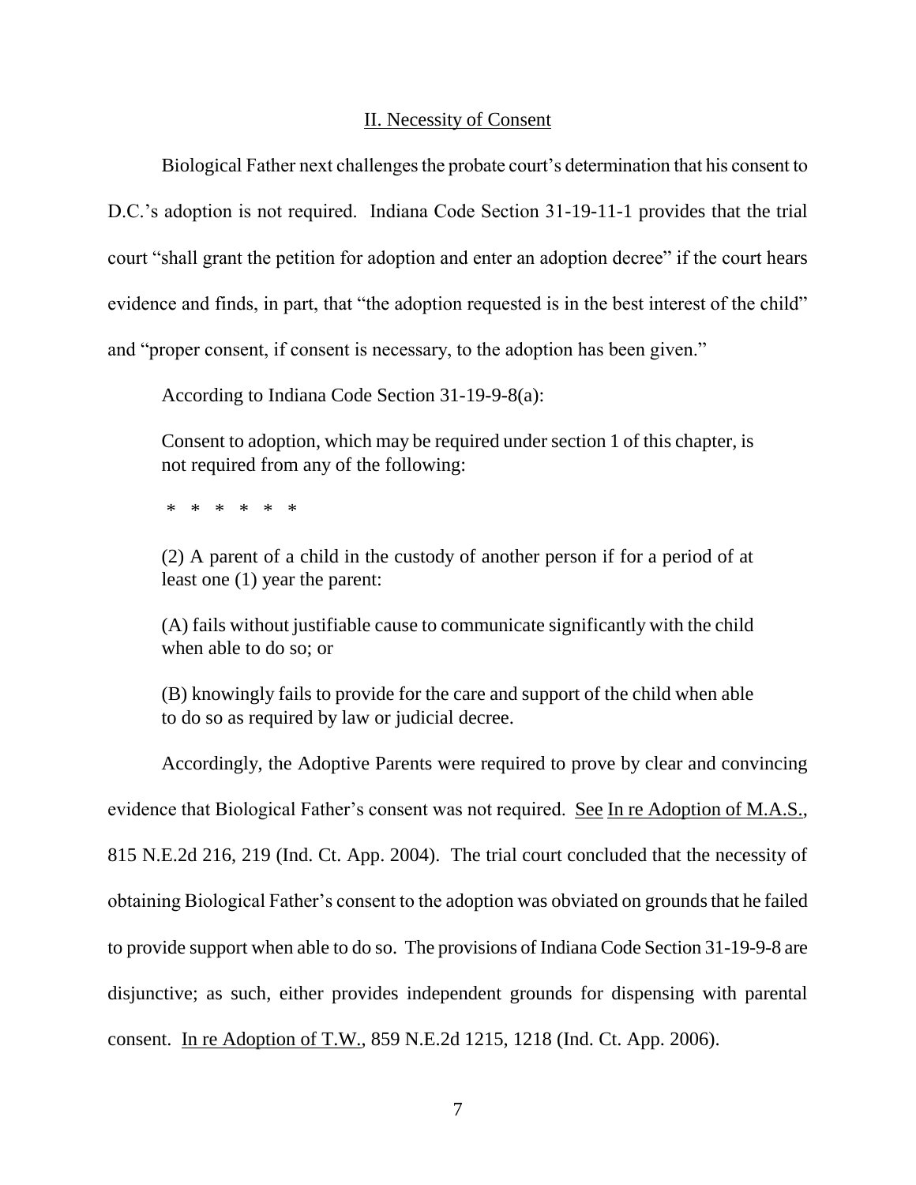## II. Necessity of Consent

Biological Father next challenges the probate court's determination that his consent to D.C.'s adoption is not required. Indiana Code Section 31-19-11-1 provides that the trial court "shall grant the petition for adoption and enter an adoption decree" if the court hears evidence and finds, in part, that "the adoption requested is in the best interest of the child" and "proper consent, if consent is necessary, to the adoption has been given."

According to Indiana Code Section 31-19-9-8(a):

> Consent to adoption, which may be required under section 1 of this chapter, is not required from any of the following:
>
> \* \* \* \* \* \*
>
> (2) A parent of a child in the custody of another person if for a period of at least one (1) year the parent:
>
> (A) fails without justifiable cause to communicate significantly with the child when able to do so; or
>
> (B) knowingly fails to provide for the care and support of the child when able to do so as required by law or judicial decree.

Accordingly, the Adoptive Parents were required to prove by clear and convincing evidence that Biological Father's consent was not required. See In re Adoption of M.A.S., 815 N.E.2d 216, 219 (Ind. Ct. App. 2004). The trial court concluded that the necessity of obtaining Biological Father's consent to the adoption was obviated on grounds that he failed to provide support when able to do so. The provisions of Indiana Code Section 31-19-9-8 are disjunctive; as such, either provides independent grounds for dispensing with parental consent. In re Adoption of T.W., 859 N.E.2d 1215, 1218 (Ind. Ct. App. 2006).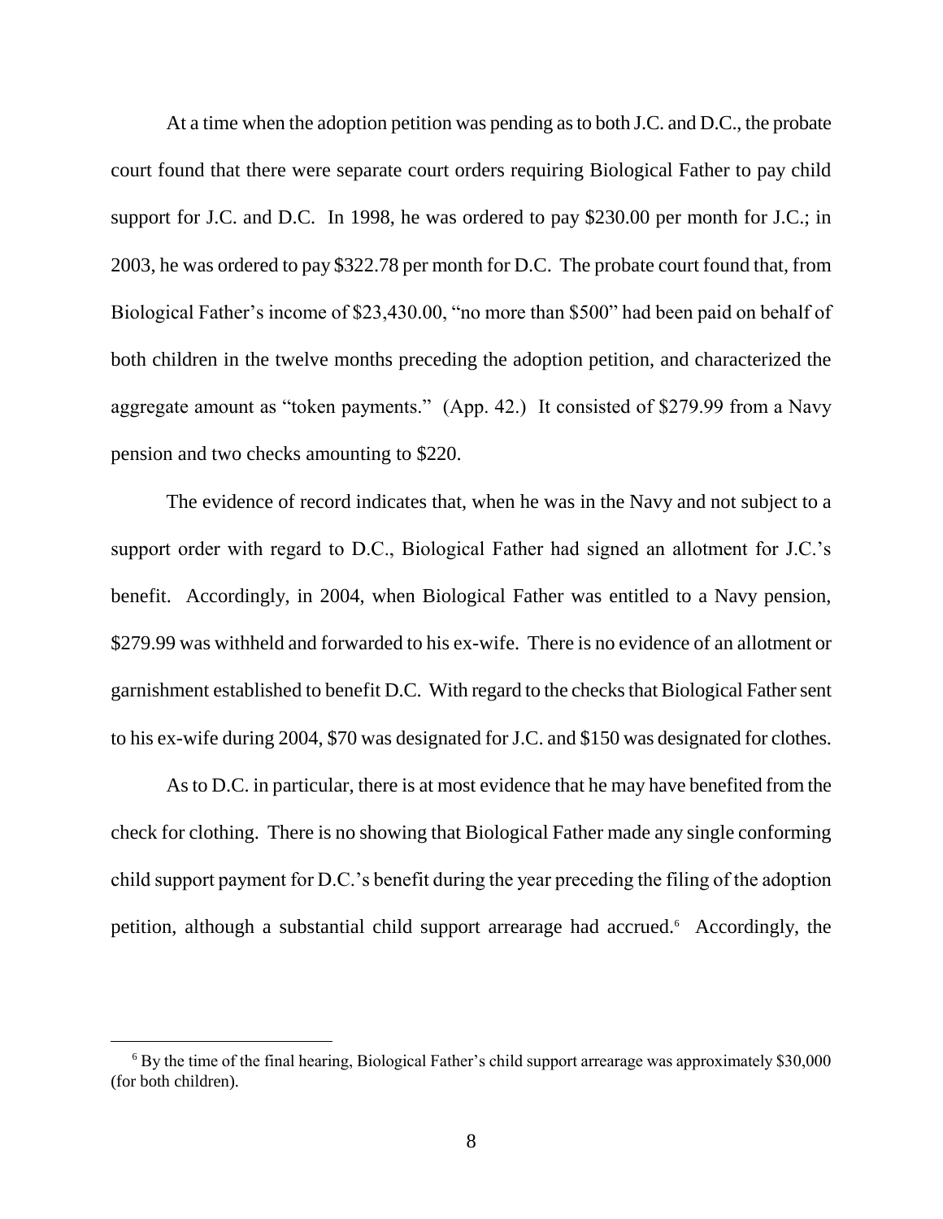At a time when the adoption petition was pending as to both J.C. and D.C., the probate court found that there were separate court orders requiring Biological Father to pay child support for J.C. and D.C. In 1998, he was ordered to pay $230.00 per month for J.C.; in 2003, he was ordered to pay $322.78 per month for D.C. The probate court found that, from Biological Father's income of $23,430.00, "no more than $500" had been paid on behalf of both children in the twelve months preceding the adoption petition, and characterized the aggregate amount as "token payments." (App. 42.) It consisted of $279.99 from a Navy pension and two checks amounting to $220.

The evidence of record indicates that, when he was in the Navy and not subject to a support order with regard to D.C., Biological Father had signed an allotment for J.C.'s benefit. Accordingly, in 2004, when Biological Father was entitled to a Navy pension, $279.99 was withheld and forwarded to his ex-wife. There is no evidence of an allotment or garnishment established to benefit D.C. With regard to the checks that Biological Father sent to his ex-wife during 2004, $70 was designated for J.C. and $150 was designated for clothes.

As to D.C. in particular, there is at most evidence that he may have benefited from the check for clothing. There is no showing that Biological Father made any single conforming child support payment for D.C.'s benefit during the year preceding the filing of the adoption petition, although a substantial child support arrearage had accrued.[6] Accordingly, the

[6] By the time of the final hearing, Biological Father's child support arrearage was approximately $30,000 (for both children).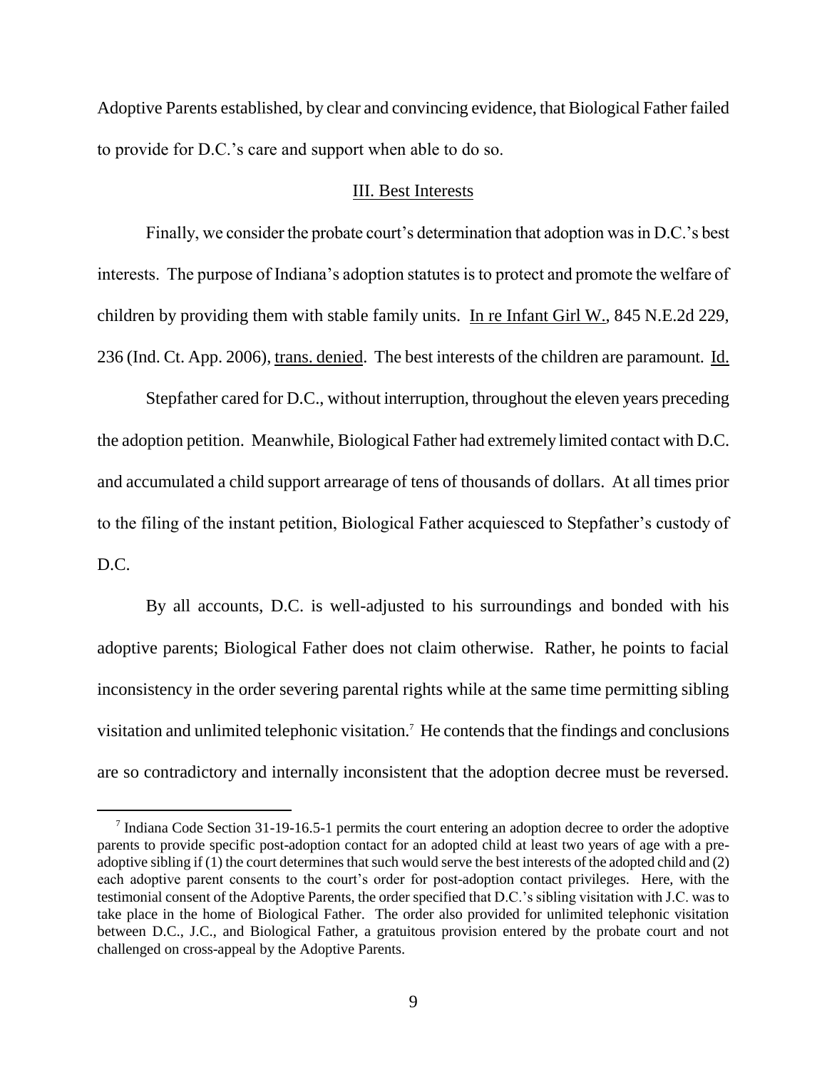Adoptive Parents established, by clear and convincing evidence, that Biological Father failed to provide for D.C.'s care and support when able to do so.

## III. Best Interests

Finally, we consider the probate court's determination that adoption was in D.C.'s best interests. The purpose of Indiana's adoption statutes is to protect and promote the welfare of children by providing them with stable family units. In re Infant Girl W., 845 N.E.2d 229, 236 (Ind. Ct. App. 2006), trans. denied. The best interests of the children are paramount. Id.

Stepfather cared for D.C., without interruption, throughout the eleven years preceding the adoption petition. Meanwhile, Biological Father had extremely limited contact with D.C. and accumulated a child support arrearage of tens of thousands of dollars. At all times prior to the filing of the instant petition, Biological Father acquiesced to Stepfather's custody of D.C.

By all accounts, D.C. is well-adjusted to his surroundings and bonded with his adoptive parents; Biological Father does not claim otherwise. Rather, he points to facial inconsistency in the order severing parental rights while at the same time permitting sibling visitation and unlimited telephonic visitation.[7] He contends that the findings and conclusions are so contradictory and internally inconsistent that the adoption decree must be reversed.

---

[7] Indiana Code Section 31-19-16.5-1 permits the court entering an adoption decree to order the adoptive parents to provide specific post-adoption contact for an adopted child at least two years of age with a pre-adoptive sibling if (1) the court determines that such would serve the best interests of the adopted child and (2) each adoptive parent consents to the court's order for post-adoption contact privileges. Here, with the testimonial consent of the Adoptive Parents, the order specified that D.C.'s sibling visitation with J.C. was to take place in the home of Biological Father. The order also provided for unlimited telephonic visitation between D.C., J.C., and Biological Father, a gratuitous provision entered by the probate court and not challenged on cross-appeal by the Adoptive Parents.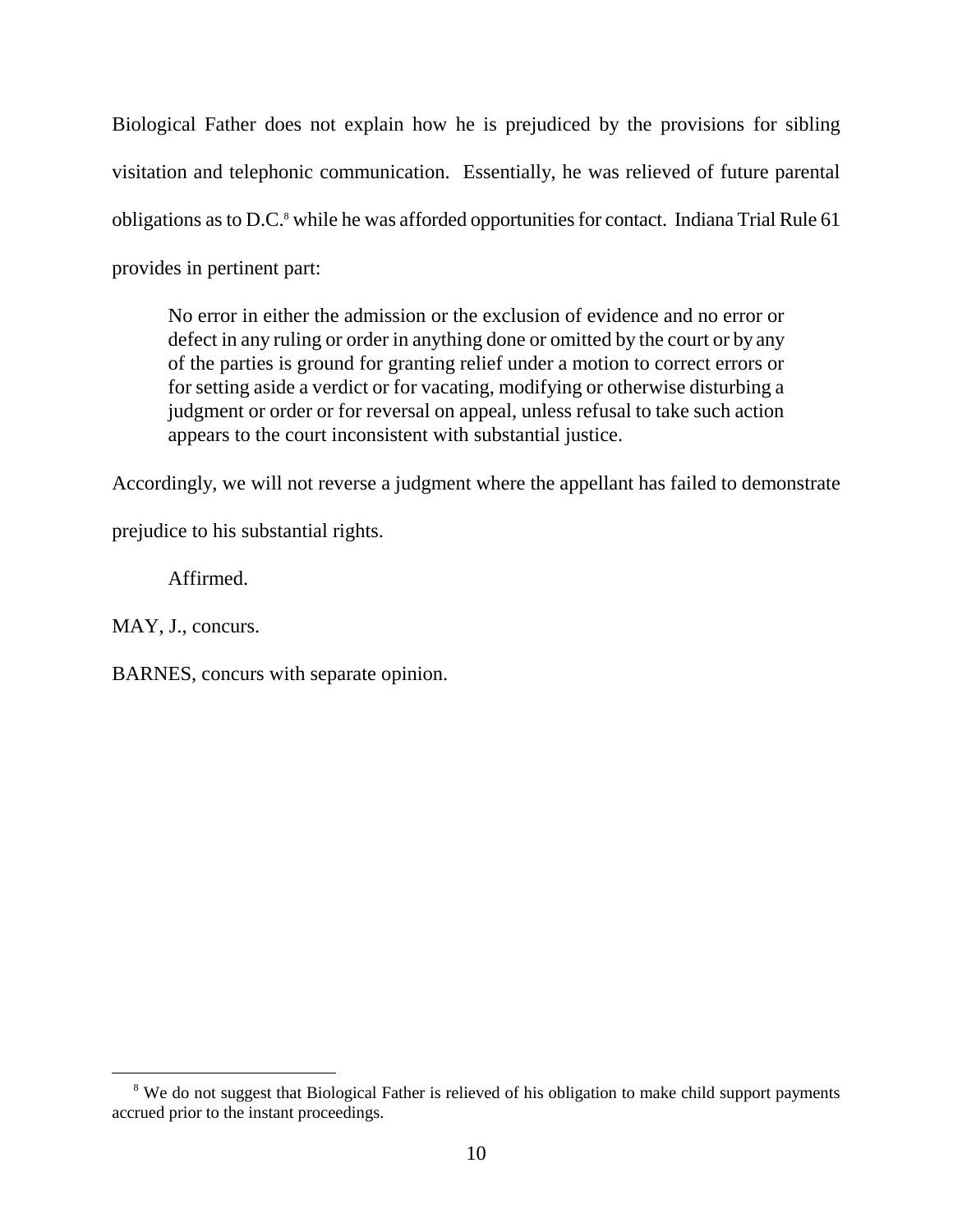Biological Father does not explain how he is prejudiced by the provisions for sibling visitation and telephonic communication. Essentially, he was relieved of future parental obligations as to D.C.[8] while he was afforded opportunities for contact. Indiana Trial Rule 61 provides in pertinent part:

> No error in either the admission or the exclusion of evidence and no error or defect in any ruling or order in anything done or omitted by the court or by any of the parties is ground for granting relief under a motion to correct errors or for setting aside a verdict or for vacating, modifying or otherwise disturbing a judgment or order or for reversal on appeal, unless refusal to take such action appears to the court inconsistent with substantial justice.

Accordingly, we will not reverse a judgment where the appellant has failed to demonstrate prejudice to his substantial rights.

Affirmed.

MAY, J., concurs.

BARNES, concurs with separate opinion.

---

[8] We do not suggest that Biological Father is relieved of his obligation to make child support payments accrued prior to the instant proceedings.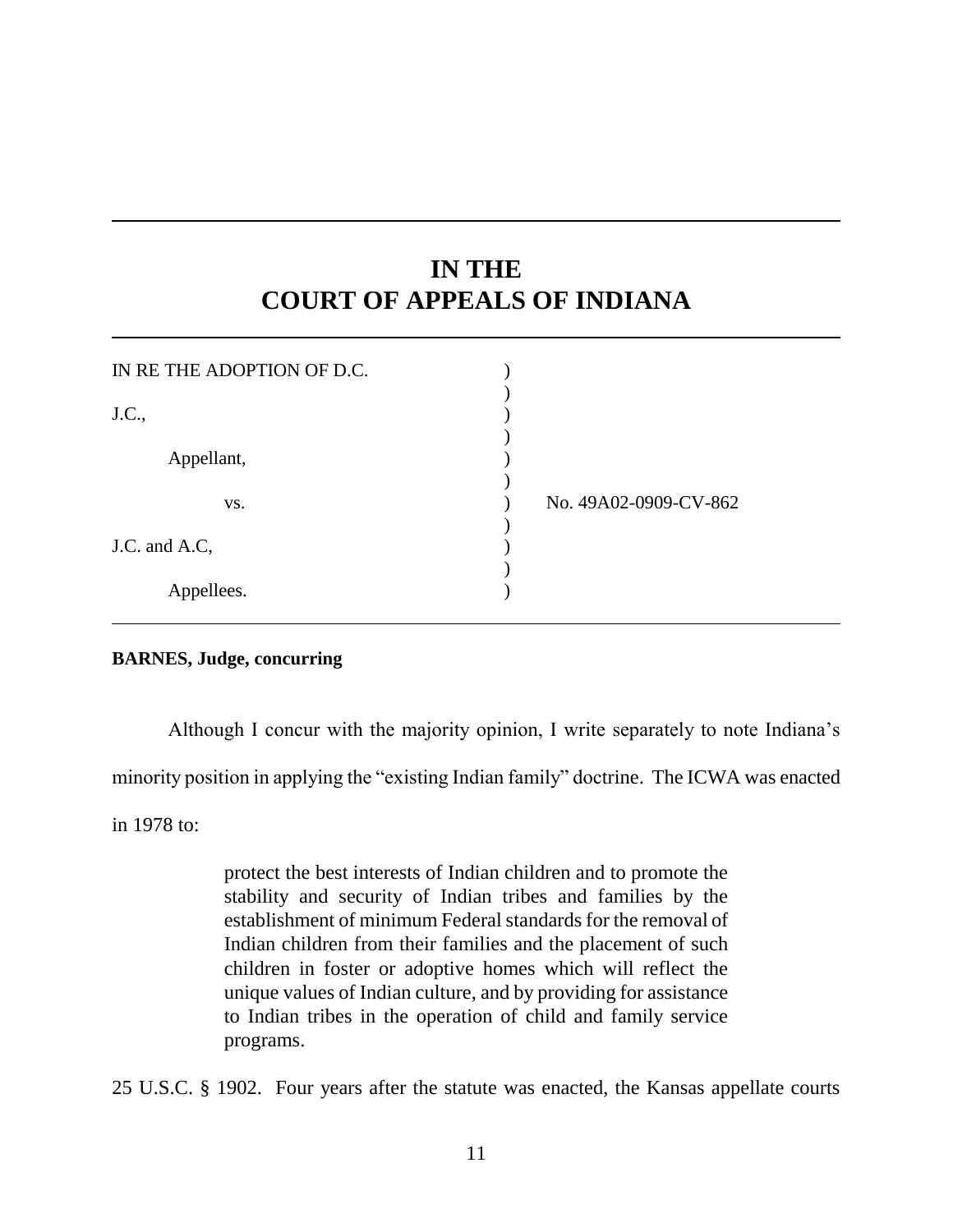# IN THE COURT OF APPEALS OF INDIANA

IN RE THE ADOPTION OF D.C.

J.C.,

Appellant,

vs.

J.C. and A.C,

Appellees.

No. 49A02-0909-CV-862

**BARNES, Judge, concurring**

Although I concur with the majority opinion, I write separately to note Indiana's minority position in applying the "existing Indian family" doctrine. The ICWA was enacted in 1978 to:

> protect the best interests of Indian children and to promote the stability and security of Indian tribes and families by the establishment of minimum Federal standards for the removal of Indian children from their families and the placement of such children in foster or adoptive homes which will reflect the unique values of Indian culture, and by providing for assistance to Indian tribes in the operation of child and family service programs.

25 U.S.C. § 1902. Four years after the statute was enacted, the Kansas appellate courts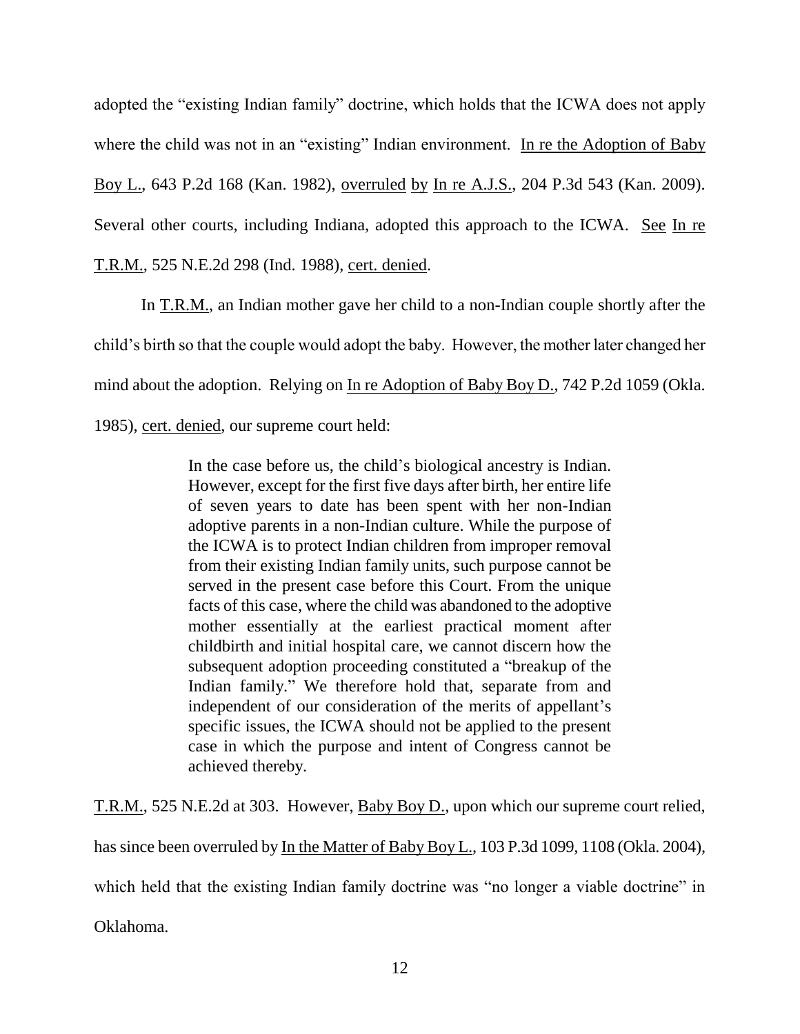adopted the "existing Indian family" doctrine, which holds that the ICWA does not apply where the child was not in an "existing" Indian environment. In re the Adoption of Baby Boy L., 643 P.2d 168 (Kan. 1982), overruled by In re A.J.S., 204 P.3d 543 (Kan. 2009). Several other courts, including Indiana, adopted this approach to the ICWA. See In re T.R.M., 525 N.E.2d 298 (Ind. 1988), cert. denied.

In T.R.M., an Indian mother gave her child to a non-Indian couple shortly after the child's birth so that the couple would adopt the baby. However, the mother later changed her mind about the adoption. Relying on In re Adoption of Baby Boy D., 742 P.2d 1059 (Okla. 1985), cert. denied, our supreme court held:

> In the case before us, the child's biological ancestry is Indian. However, except for the first five days after birth, her entire life of seven years to date has been spent with her non-Indian adoptive parents in a non-Indian culture. While the purpose of the ICWA is to protect Indian children from improper removal from their existing Indian family units, such purpose cannot be served in the present case before this Court. From the unique facts of this case, where the child was abandoned to the adoptive mother essentially at the earliest practical moment after childbirth and initial hospital care, we cannot discern how the subsequent adoption proceeding constituted a "breakup of the Indian family." We therefore hold that, separate from and independent of our consideration of the merits of appellant's specific issues, the ICWA should not be applied to the present case in which the purpose and intent of Congress cannot be achieved thereby.

T.R.M., 525 N.E.2d at 303. However, Baby Boy D., upon which our supreme court relied, has since been overruled by In the Matter of Baby Boy L., 103 P.3d 1099, 1108 (Okla. 2004), which held that the existing Indian family doctrine was "no longer a viable doctrine" in Oklahoma.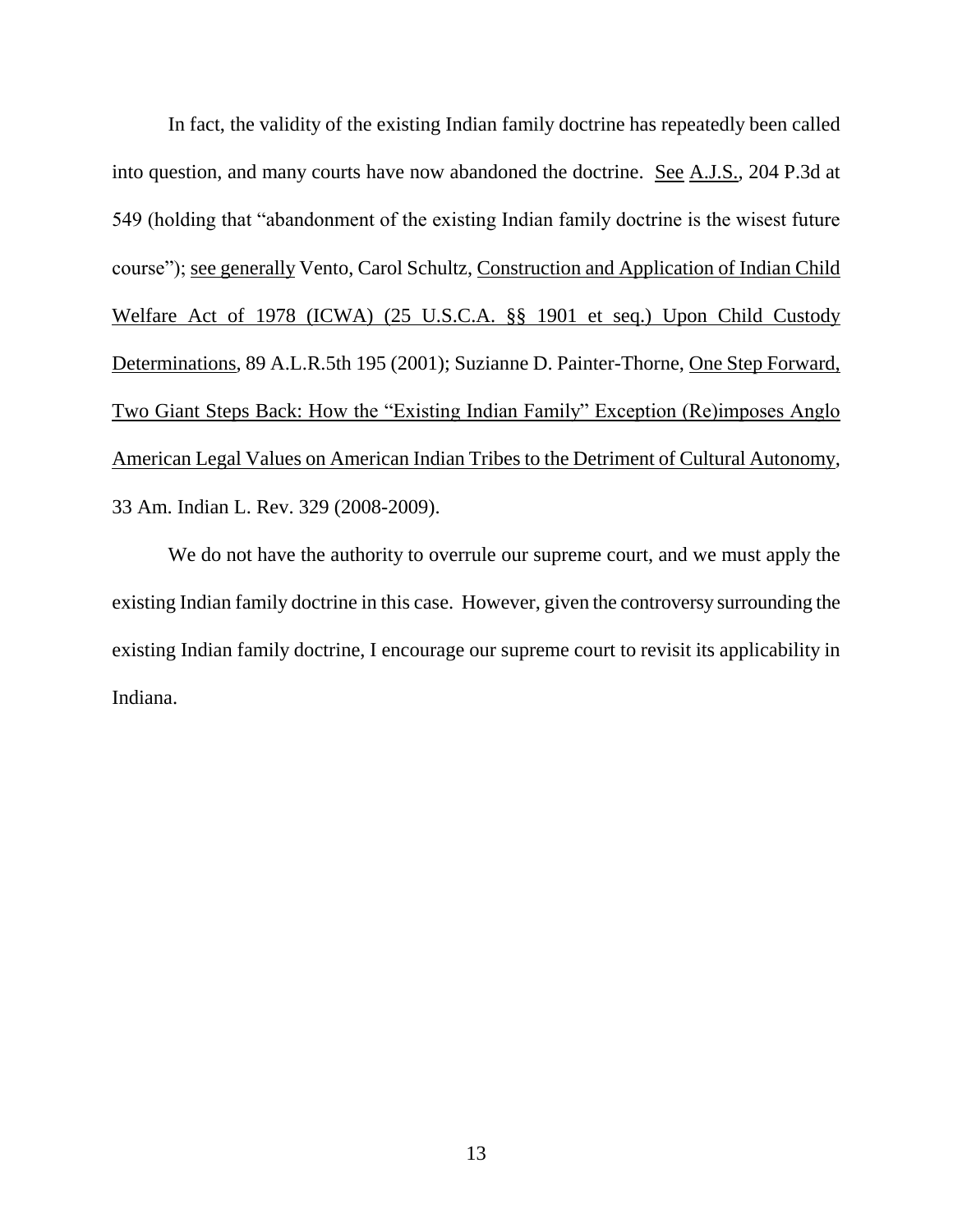In fact, the validity of the existing Indian family doctrine has repeatedly been called into question, and many courts have now abandoned the doctrine. See A.J.S., 204 P.3d at 549 (holding that "abandonment of the existing Indian family doctrine is the wisest future course"); see generally Vento, Carol Schultz, Construction and Application of Indian Child Welfare Act of 1978 (ICWA) (25 U.S.C.A. §§ 1901 et seq.) Upon Child Custody Determinations, 89 A.L.R.5th 195 (2001); Suzianne D. Painter-Thorne, One Step Forward, Two Giant Steps Back: How the "Existing Indian Family" Exception (Re)imposes Anglo American Legal Values on American Indian Tribes to the Detriment of Cultural Autonomy, 33 Am. Indian L. Rev. 329 (2008-2009).

We do not have the authority to overrule our supreme court, and we must apply the existing Indian family doctrine in this case. However, given the controversy surrounding the existing Indian family doctrine, I encourage our supreme court to revisit its applicability in Indiana.